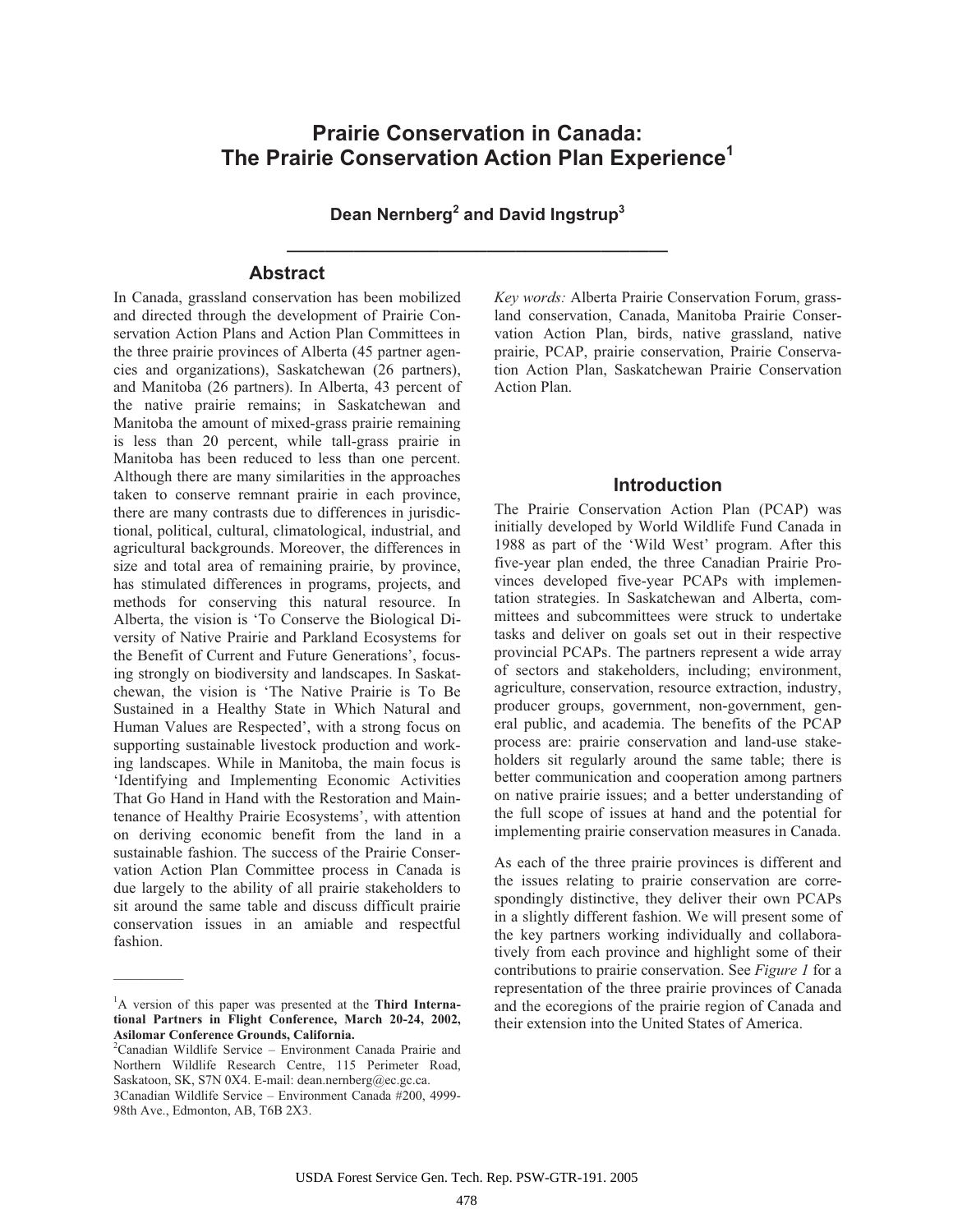# Prairie Conservation in Canada: The Prairie Conservation Action Plan Experience[1]

**Dean Nernberg[2] and David Ingstrup[3]**

---

## Abstract

In Canada, grassland conservation has been mobilized and directed through the development of Prairie Conservation Action Plans and Action Plan Committees in the three prairie provinces of Alberta (45 partner agencies and organizations), Saskatchewan (26 partners), and Manitoba (26 partners). In Alberta, 43 percent of the native prairie remains; in Saskatchewan and Manitoba the amount of mixed-grass prairie remaining is less than 20 percent, while tall-grass prairie in Manitoba has been reduced to less than one percent. Although there are many similarities in the approaches taken to conserve remnant prairie in each province, there are many contrasts due to differences in jurisdictional, political, cultural, climatological, industrial, and agricultural backgrounds. Moreover, the differences in size and total area of remaining prairie, by province, has stimulated differences in programs, projects, and methods for conserving this natural resource. In Alberta, the vision is 'To Conserve the Biological Diversity of Native Prairie and Parkland Ecosystems for the Benefit of Current and Future Generations', focusing strongly on biodiversity and landscapes. In Saskatchewan, the vision is 'The Native Prairie is To Be Sustained in a Healthy State in Which Natural and Human Values are Respected', with a strong focus on supporting sustainable livestock production and working landscapes. While in Manitoba, the main focus is 'Identifying and Implementing Economic Activities That Go Hand in Hand with the Restoration and Maintenance of Healthy Prairie Ecosystems', with attention on deriving economic benefit from the land in a sustainable fashion. The success of the Prairie Conservation Action Plan Committee process in Canada is due largely to the ability of all prairie stakeholders to sit around the same table and discuss difficult prairie conservation issues in an amiable and respectful fashion.

*Key words:* Alberta Prairie Conservation Forum, grassland conservation, Canada, Manitoba Prairie Conservation Action Plan, birds, native grassland, native prairie, PCAP, prairie conservation, Prairie Conservation Action Plan, Saskatchewan Prairie Conservation Action Plan.

## Introduction

The Prairie Conservation Action Plan (PCAP) was initially developed by World Wildlife Fund Canada in 1988 as part of the 'Wild West' program. After this five-year plan ended, the three Canadian Prairie Provinces developed five-year PCAPs with implementation strategies. In Saskatchewan and Alberta, committees and subcommittees were struck to undertake tasks and deliver on goals set out in their respective provincial PCAPs. The partners represent a wide array of sectors and stakeholders, including; environment, agriculture, conservation, resource extraction, industry, producer groups, government, non-government, general public, and academia. The benefits of the PCAP process are: prairie conservation and land-use stakeholders sit regularly around the same table; there is better communication and cooperation among partners on native prairie issues; and a better understanding of the full scope of issues at hand and the potential for implementing prairie conservation measures in Canada.

As each of the three prairie provinces is different and the issues relating to prairie conservation are correspondingly distinctive, they deliver their own PCAPs in a slightly different fashion. We will present some of the key partners working individually and collaboratively from each province and highlight some of their contributions to prairie conservation. See *Figure 1* for a representation of the three prairie provinces of Canada and the ecoregions of the prairie region of Canada and their extension into the United States of America.

---

[1]A version of this paper was presented at the **Third International Partners in Flight Conference, March 20-24, 2002, Asilomar Conference Grounds, California.**

[2]Canadian Wildlife Service – Environment Canada Prairie and Northern Wildlife Research Centre, 115 Perimeter Road, Saskatoon, SK, S7N 0X4. E-mail: dean.nernberg@ec.gc.ca.

[3]Canadian Wildlife Service – Environment Canada #200, 4999-98th Ave., Edmonton, AB, T6B 2X3.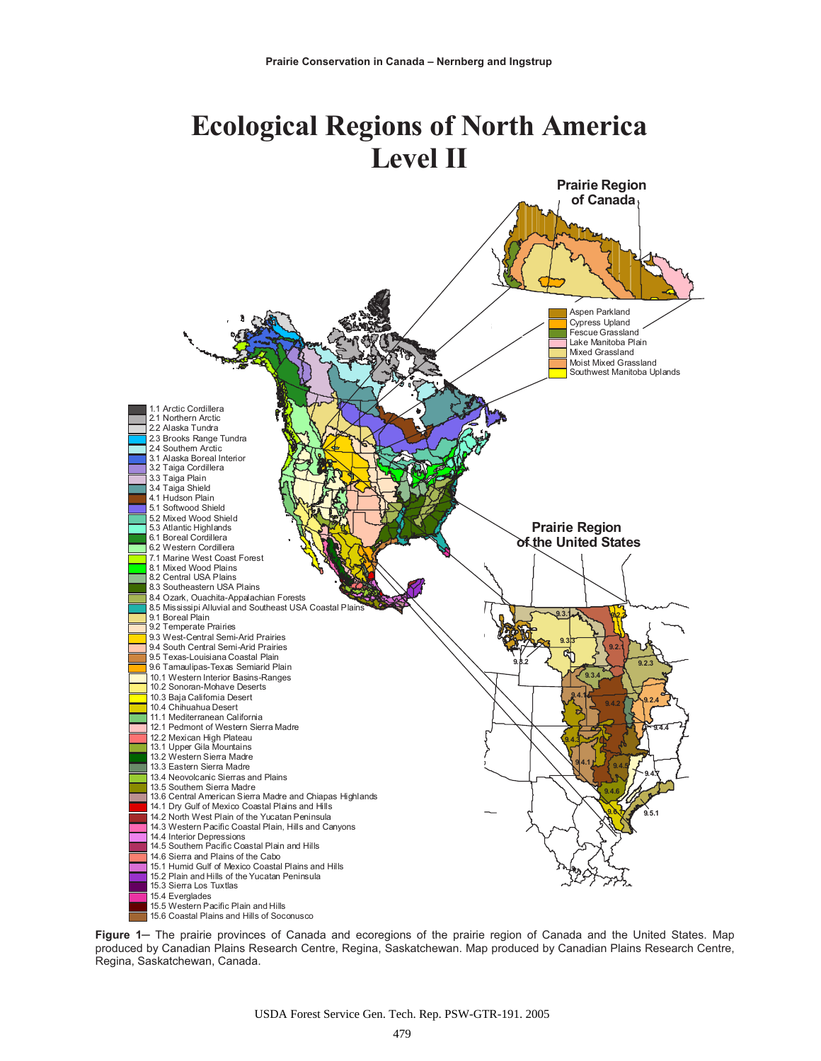**Figure 1**— The prairie provinces of Canada and ecoregions of the prairie region of Canada and the United States. Map produced by Canadian Plains Research Centre, Regina, Saskatchewan. Map produced by Canadian Plains Research Centre, Regina, Saskatchewan, Canada.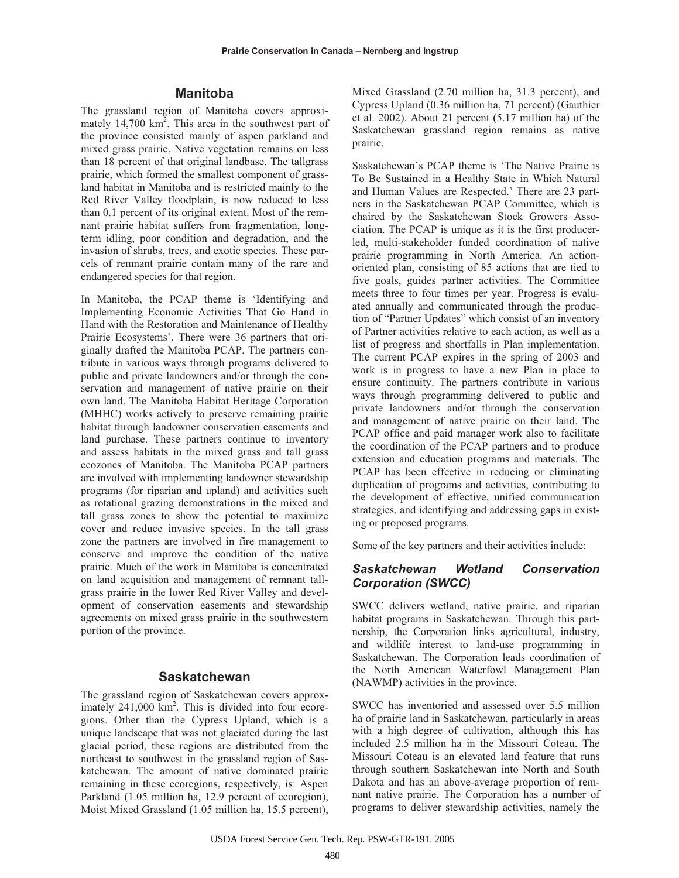## Manitoba

The grassland region of Manitoba covers approximately 14,700 km$^2$. This area in the southwest part of the province consisted mainly of aspen parkland and mixed grass prairie. Native vegetation remains on less than 18 percent of that original landbase. The tallgrass prairie, which formed the smallest component of grassland habitat in Manitoba and is restricted mainly to the Red River Valley floodplain, is now reduced to less than 0.1 percent of its original extent. Most of the remnant prairie habitat suffers from fragmentation, long-term idling, poor condition and degradation, and the invasion of shrubs, trees, and exotic species. These parcels of remnant prairie contain many of the rare and endangered species for that region.

In Manitoba, the PCAP theme is 'Identifying and Implementing Economic Activities That Go Hand in Hand with the Restoration and Maintenance of Healthy Prairie Ecosystems'. There were 36 partners that originally drafted the Manitoba PCAP. The partners contribute in various ways through programs delivered to public and private landowners and/or through the conservation and management of native prairie on their own land. The Manitoba Habitat Heritage Corporation (MHHC) works actively to preserve remaining prairie habitat through landowner conservation easements and land purchase. These partners continue to inventory and assess habitats in the mixed grass and tall grass ecozones of Manitoba. The Manitoba PCAP partners are involved with implementing landowner stewardship programs (for riparian and upland) and activities such as rotational grazing demonstrations in the mixed and tall grass zones to show the potential to maximize cover and reduce invasive species. In the tall grass zone the partners are involved in fire management to conserve and improve the condition of the native prairie. Much of the work in Manitoba is concentrated on land acquisition and management of remnant tallgrass prairie in the lower Red River Valley and development of conservation easements and stewardship agreements on mixed grass prairie in the southwestern portion of the province.

## Saskatchewan

The grassland region of Saskatchewan covers approximately 241,000 km$^2$. This is divided into four ecoregions. Other than the Cypress Upland, which is a unique landscape that was not glaciated during the last glacial period, these regions are distributed from the northeast to southwest in the grassland region of Saskatchewan. The amount of native dominated prairie remaining in these ecoregions, respectively, is: Aspen Parkland (1.05 million ha, 12.9 percent of ecoregion), Moist Mixed Grassland (1.05 million ha, 15.5 percent), Mixed Grassland (2.70 million ha, 31.3 percent), and Cypress Upland (0.36 million ha, 71 percent) (Gauthier et al. 2002). About 21 percent (5.17 million ha) of the Saskatchewan grassland region remains as native prairie.

Saskatchewan's PCAP theme is 'The Native Prairie is To Be Sustained in a Healthy State in Which Natural and Human Values are Respected.' There are 23 partners in the Saskatchewan PCAP Committee, which is chaired by the Saskatchewan Stock Growers Association. The PCAP is unique as it is the first producer-led, multi-stakeholder funded coordination of native prairie programming in North America. An action-oriented plan, consisting of 85 actions that are tied to five goals, guides partner activities. The Committee meets three to four times per year. Progress is evaluated annually and communicated through the production of "Partner Updates" which consist of an inventory of Partner activities relative to each action, as well as a list of progress and shortfalls in Plan implementation. The current PCAP expires in the spring of 2003 and work is in progress to have a new Plan in place to ensure continuity. The partners contribute in various ways through programming delivered to public and private landowners and/or through the conservation and management of native prairie on their land. The PCAP office and paid manager work also to facilitate the coordination of the PCAP partners and to produce extension and education programs and materials. The PCAP has been effective in reducing or eliminating duplication of programs and activities, contributing to the development of effective, unified communication strategies, and identifying and addressing gaps in existing or proposed programs.

Some of the key partners and their activities include:

### *Saskatchewan Wetland Conservation Corporation (SWCC)*

SWCC delivers wetland, native prairie, and riparian habitat programs in Saskatchewan. Through this partnership, the Corporation links agricultural, industry, and wildlife interest to land-use programming in Saskatchewan. The Corporation leads coordination of the North American Waterfowl Management Plan (NAWMP) activities in the province.

SWCC has inventoried and assessed over 5.5 million ha of prairie land in Saskatchewan, particularly in areas with a high degree of cultivation, although this has included 2.5 million ha in the Missouri Coteau. The Missouri Coteau is an elevated land feature that runs through southern Saskatchewan into North and South Dakota and has an above-average proportion of remnant native prairie. The Corporation has a number of programs to deliver stewardship activities, namely the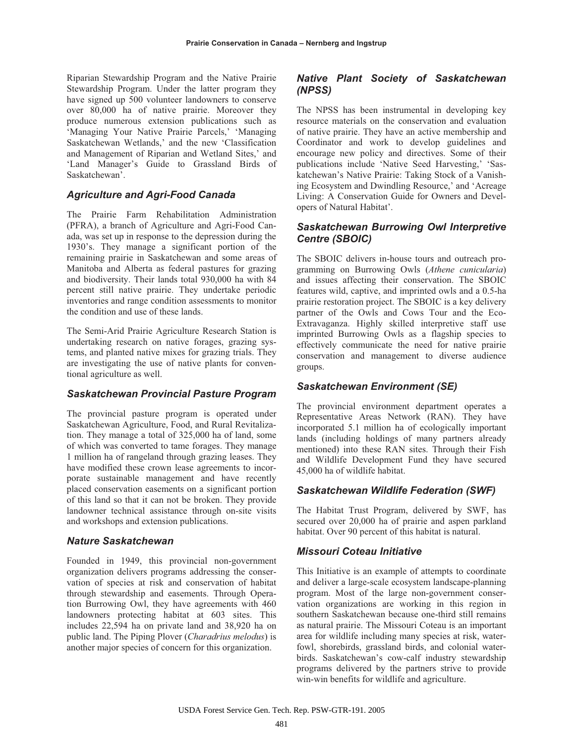Riparian Stewardship Program and the Native Prairie Stewardship Program. Under the latter program they have signed up 500 volunteer landowners to conserve over 80,000 ha of native prairie. Moreover they produce numerous extension publications such as 'Managing Your Native Prairie Parcels,' 'Managing Saskatchewan Wetlands,' and the new 'Classification and Management of Riparian and Wetland Sites,' and 'Land Manager's Guide to Grassland Birds of Saskatchewan'.

### *Agriculture and Agri-Food Canada*

The Prairie Farm Rehabilitation Administration (PFRA), a branch of Agriculture and Agri-Food Canada, was set up in response to the depression during the 1930's. They manage a significant portion of the remaining prairie in Saskatchewan and some areas of Manitoba and Alberta as federal pastures for grazing and biodiversity. Their lands total 930,000 ha with 84 percent still native prairie. They undertake periodic inventories and range condition assessments to monitor the condition and use of these lands.

The Semi-Arid Prairie Agriculture Research Station is undertaking research on native forages, grazing systems, and planted native mixes for grazing trials. They are investigating the use of native plants for conventional agriculture as well.

### *Saskatchewan Provincial Pasture Program*

The provincial pasture program is operated under Saskatchewan Agriculture, Food, and Rural Revitalization. They manage a total of 325,000 ha of land, some of which was converted to tame forages. They manage 1 million ha of rangeland through grazing leases. They have modified these crown lease agreements to incorporate sustainable management and have recently placed conservation easements on a significant portion of this land so that it can not be broken. They provide landowner technical assistance through on-site visits and workshops and extension publications.

### *Nature Saskatchewan*

Founded in 1949, this provincial non-government organization delivers programs addressing the conservation of species at risk and conservation of habitat through stewardship and easements. Through Operation Burrowing Owl, they have agreements with 460 landowners protecting habitat at 603 sites. This includes 22,594 ha on private land and 38,920 ha on public land. The Piping Plover (*Charadrius melodus*) is another major species of concern for this organization.

### *Native Plant Society of Saskatchewan (NPSS)*

The NPSS has been instrumental in developing key resource materials on the conservation and evaluation of native prairie. They have an active membership and Coordinator and work to develop guidelines and encourage new policy and directives. Some of their publications include 'Native Seed Harvesting,' 'Saskatchewan's Native Prairie: Taking Stock of a Vanishing Ecosystem and Dwindling Resource,' and 'Acreage Living: A Conservation Guide for Owners and Developers of Natural Habitat'.

### *Saskatchewan Burrowing Owl Interpretive Centre (SBOIC)*

The SBOIC delivers in-house tours and outreach programming on Burrowing Owls (*Athene cunicularia*) and issues affecting their conservation. The SBOIC features wild, captive, and imprinted owls and a 0.5-ha prairie restoration project. The SBOIC is a key delivery partner of the Owls and Cows Tour and the Eco-Extravaganza. Highly skilled interpretive staff use imprinted Burrowing Owls as a flagship species to effectively communicate the need for native prairie conservation and management to diverse audience groups.

### *Saskatchewan Environment (SE)*

The provincial environment department operates a Representative Areas Network (RAN). They have incorporated 5.1 million ha of ecologically important lands (including holdings of many partners already mentioned) into these RAN sites. Through their Fish and Wildlife Development Fund they have secured 45,000 ha of wildlife habitat.

### *Saskatchewan Wildlife Federation (SWF)*

The Habitat Trust Program, delivered by SWF, has secured over 20,000 ha of prairie and aspen parkland habitat. Over 90 percent of this habitat is natural.

### *Missouri Coteau Initiative*

This Initiative is an example of attempts to coordinate and deliver a large-scale ecosystem landscape-planning program. Most of the large non-government conservation organizations are working in this region in southern Saskatchewan because one-third still remains as natural prairie. The Missouri Coteau is an important area for wildlife including many species at risk, waterfowl, shorebirds, grassland birds, and colonial waterbirds. Saskatchewan's cow-calf industry stewardship programs delivered by the partners strive to provide win-win benefits for wildlife and agriculture.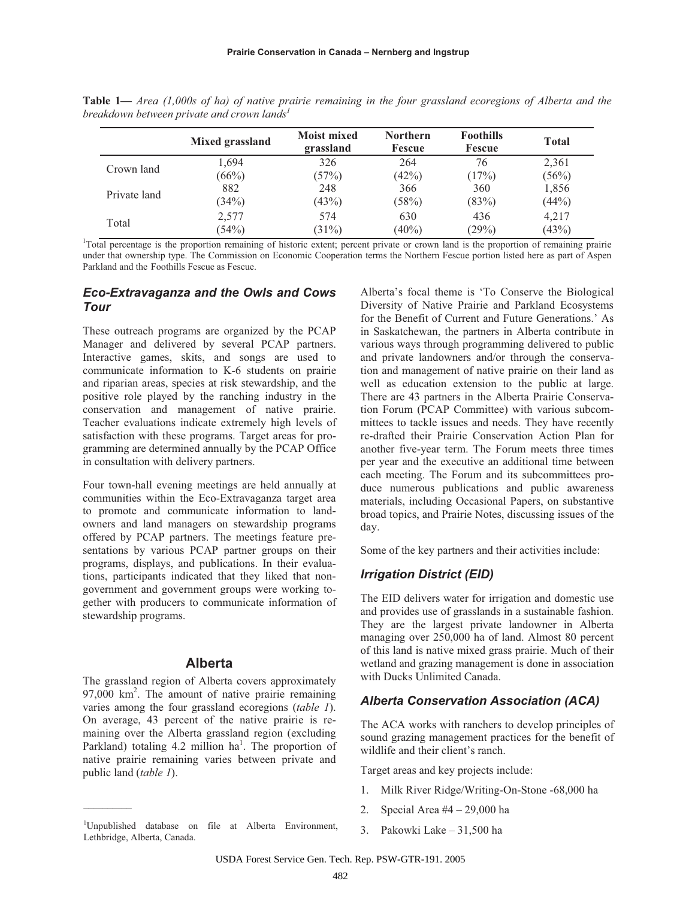**Table 1—** *Area (1,000s of ha) of native prairie remaining in the four grassland ecoregions of Alberta and the breakdown between private and crown lands[1]*

| | Mixed grassland | Moist mixed grassland | Northern Fescue | Foothills Fescue | Total |
|---|---|---|---|---|---|
| Crown land | 1,694 (66%) | 326 (57%) | 264 (42%) | 76 (17%) | 2,361 (56%) |
| Private land | 882 (34%) | 248 (43%) | 366 (58%) | 360 (83%) | 1,856 (44%) |
| Total | 2,577 (54%) | 574 (31%) | 630 (40%) | 436 (29%) | 4,217 (43%) |

[1]Total percentage is the proportion remaining of historic extent; percent private or crown land is the proportion of remaining prairie under that ownership type. The Commission on Economic Cooperation terms the Northern Fescue portion listed here as part of Aspen Parkland and the Foothills Fescue as Fescue.

### *Eco-Extravaganza and the Owls and Cows Tour*

These outreach programs are organized by the PCAP Manager and delivered by several PCAP partners. Interactive games, skits, and songs are used to communicate information to K-6 students on prairie and riparian areas, species at risk stewardship, and the positive role played by the ranching industry in the conservation and management of native prairie. Teacher evaluations indicate extremely high levels of satisfaction with these programs. Target areas for programming are determined annually by the PCAP Office in consultation with delivery partners.

Four town-hall evening meetings are held annually at communities within the Eco-Extravaganza target area to promote and communicate information to landowners and land managers on stewardship programs offered by PCAP partners. The meetings feature presentations by various PCAP partner groups on their programs, displays, and publications. In their evaluations, participants indicated that they liked that non-government and government groups were working together with producers to communicate information of stewardship programs.

## Alberta

The grassland region of Alberta covers approximately 97,000 km$^2$. The amount of native prairie remaining varies among the four grassland ecoregions (*table 1*). On average, 43 percent of the native prairie is remaining over the Alberta grassland region (excluding Parkland) totaling 4.2 million ha[1]. The proportion of native prairie remaining varies between private and public land (*table 1*).

[1]Unpublished database on file at Alberta Environment, Lethbridge, Alberta, Canada.

Alberta's focal theme is 'To Conserve the Biological Diversity of Native Prairie and Parkland Ecosystems for the Benefit of Current and Future Generations.' As in Saskatchewan, the partners in Alberta contribute in various ways through programming delivered to public and private landowners and/or through the conservation and management of native prairie on their land as well as education extension to the public at large. There are 43 partners in the Alberta Prairie Conservation Forum (PCAP Committee) with various subcommittees to tackle issues and needs. They have recently re-drafted their Prairie Conservation Action Plan for another five-year term. The Forum meets three times per year and the executive an additional time between each meeting. The Forum and its subcommittees produce numerous publications and public awareness materials, including Occasional Papers, on substantive broad topics, and Prairie Notes, discussing issues of the day.

Some of the key partners and their activities include:

### *Irrigation District (EID)*

The EID delivers water for irrigation and domestic use and provides use of grasslands in a sustainable fashion. They are the largest private landowner in Alberta managing over 250,000 ha of land. Almost 80 percent of this land is native mixed grass prairie. Much of their wetland and grazing management is done in association with Ducks Unlimited Canada.

### *Alberta Conservation Association (ACA)*

The ACA works with ranchers to develop principles of sound grazing management practices for the benefit of wildlife and their client's ranch.

Target areas and key projects include:

1. Milk River Ridge/Writing-On-Stone -68,000 ha
2. Special Area #4 – 29,000 ha
3. Pakowki Lake – 31,500 ha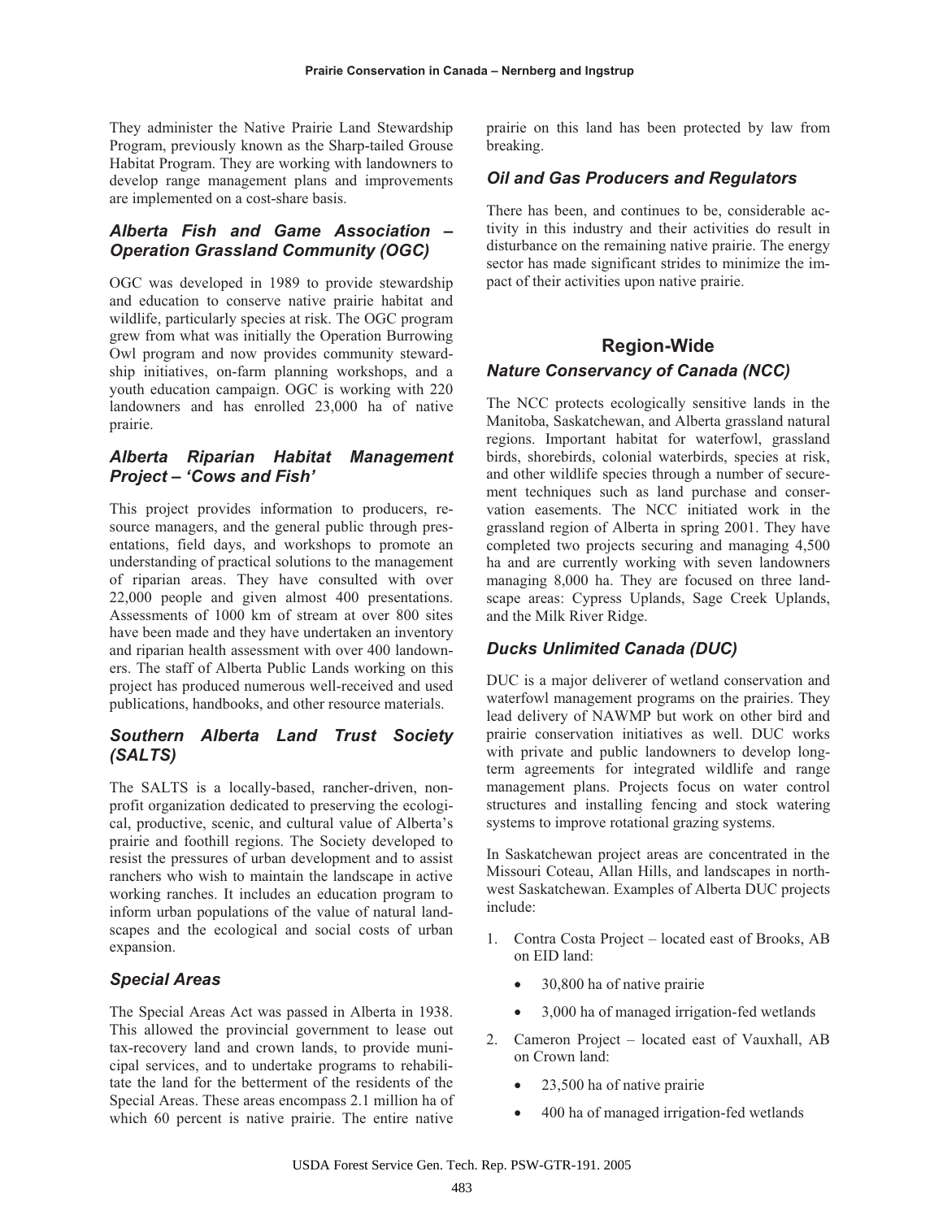They administer the Native Prairie Land Stewardship Program, previously known as the Sharp-tailed Grouse Habitat Program. They are working with landowners to develop range management plans and improvements are implemented on a cost-share basis.

### *Alberta Fish and Game Association – Operation Grassland Community (OGC)*

OGC was developed in 1989 to provide stewardship and education to conserve native prairie habitat and wildlife, particularly species at risk. The OGC program grew from what was initially the Operation Burrowing Owl program and now provides community stewardship initiatives, on-farm planning workshops, and a youth education campaign. OGC is working with 220 landowners and has enrolled 23,000 ha of native prairie.

### *Alberta Riparian Habitat Management Project – 'Cows and Fish'*

This project provides information to producers, resource managers, and the general public through presentations, field days, and workshops to promote an understanding of practical solutions to the management of riparian areas. They have consulted with over 22,000 people and given almost 400 presentations. Assessments of 1000 km of stream at over 800 sites have been made and they have undertaken an inventory and riparian health assessment with over 400 landowners. The staff of Alberta Public Lands working on this project has produced numerous well-received and used publications, handbooks, and other resource materials.

### *Southern Alberta Land Trust Society (SALTS)*

The SALTS is a locally-based, rancher-driven, non-profit organization dedicated to preserving the ecological, productive, scenic, and cultural value of Alberta's prairie and foothill regions. The Society developed to resist the pressures of urban development and to assist ranchers who wish to maintain the landscape in active working ranches. It includes an education program to inform urban populations of the value of natural landscapes and the ecological and social costs of urban expansion.

### *Special Areas*

The Special Areas Act was passed in Alberta in 1938. This allowed the provincial government to lease out tax-recovery land and crown lands, to provide municipal services, and to undertake programs to rehabilitate the land for the betterment of the residents of the Special Areas. These areas encompass 2.1 million ha of which 60 percent is native prairie. The entire native prairie on this land has been protected by law from breaking.

### *Oil and Gas Producers and Regulators*

There has been, and continues to be, considerable activity in this industry and their activities do result in disturbance on the remaining native prairie. The energy sector has made significant strides to minimize the impact of their activities upon native prairie.

## Region-Wide

### *Nature Conservancy of Canada (NCC)*

The NCC protects ecologically sensitive lands in the Manitoba, Saskatchewan, and Alberta grassland natural regions. Important habitat for waterfowl, grassland birds, shorebirds, colonial waterbirds, species at risk, and other wildlife species through a number of securement techniques such as land purchase and conservation easements. The NCC initiated work in the grassland region of Alberta in spring 2001. They have completed two projects securing and managing 4,500 ha and are currently working with seven landowners managing 8,000 ha. They are focused on three landscape areas: Cypress Uplands, Sage Creek Uplands, and the Milk River Ridge.

### *Ducks Unlimited Canada (DUC)*

DUC is a major deliverer of wetland conservation and waterfowl management programs on the prairies. They lead delivery of NAWMP but work on other bird and prairie conservation initiatives as well. DUC works with private and public landowners to develop long-term agreements for integrated wildlife and range management plans. Projects focus on water control structures and installing fencing and stock watering systems to improve rotational grazing systems.

In Saskatchewan project areas are concentrated in the Missouri Coteau, Allan Hills, and landscapes in northwest Saskatchewan. Examples of Alberta DUC projects include:

1. Contra Costa Project – located east of Brooks, AB on EID land:
    - 30,800 ha of native prairie
    - 3,000 ha of managed irrigation-fed wetlands
2. Cameron Project – located east of Vauxhall, AB on Crown land:
    - 23,500 ha of native prairie
    - 400 ha of managed irrigation-fed wetlands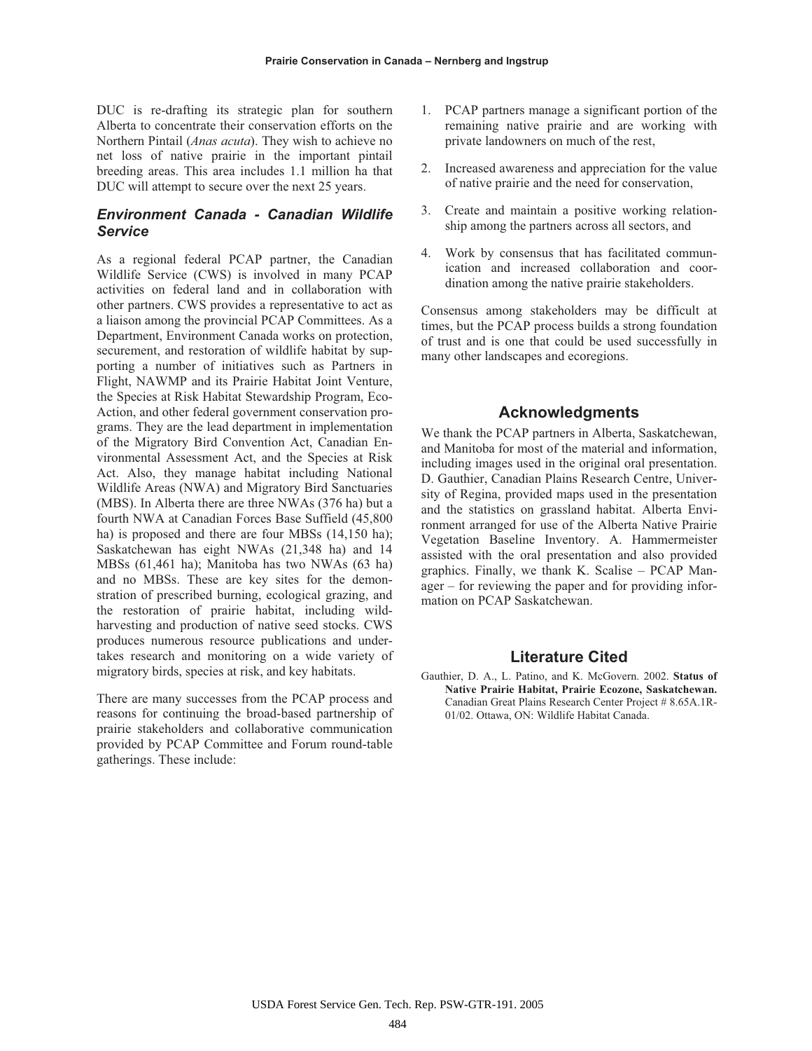DUC is re-drafting its strategic plan for southern Alberta to concentrate their conservation efforts on the Northern Pintail (*Anas acuta*). They wish to achieve no net loss of native prairie in the important pintail breeding areas. This area includes 1.1 million ha that DUC will attempt to secure over the next 25 years.

### Environment Canada - Canadian Wildlife Service

As a regional federal PCAP partner, the Canadian Wildlife Service (CWS) is involved in many PCAP activities on federal land and in collaboration with other partners. CWS provides a representative to act as a liaison among the provincial PCAP Committees. As a Department, Environment Canada works on protection, securement, and restoration of wildlife habitat by supporting a number of initiatives such as Partners in Flight, NAWMP and its Prairie Habitat Joint Venture, the Species at Risk Habitat Stewardship Program, Eco-Action, and other federal government conservation programs. They are the lead department in implementation of the Migratory Bird Convention Act, Canadian Environmental Assessment Act, and the Species at Risk Act. Also, they manage habitat including National Wildlife Areas (NWA) and Migratory Bird Sanctuaries (MBS). In Alberta there are three NWAs (376 ha) but a fourth NWA at Canadian Forces Base Suffield (45,800 ha) is proposed and there are four MBSs (14,150 ha); Saskatchewan has eight NWAs (21,348 ha) and 14 MBSs (61,461 ha); Manitoba has two NWAs (63 ha) and no MBSs. These are key sites for the demonstration of prescribed burning, ecological grazing, and the restoration of prairie habitat, including wild-harvesting and production of native seed stocks. CWS produces numerous resource publications and undertakes research and monitoring on a wide variety of migratory birds, species at risk, and key habitats.

There are many successes from the PCAP process and reasons for continuing the broad-based partnership of prairie stakeholders and collaborative communication provided by PCAP Committee and Forum round-table gatherings. These include:

1. PCAP partners manage a significant portion of the remaining native prairie and are working with private landowners on much of the rest,
2. Increased awareness and appreciation for the value of native prairie and the need for conservation,
3. Create and maintain a positive working relationship among the partners across all sectors, and
4. Work by consensus that has facilitated communication and increased collaboration and coordination among the native prairie stakeholders.

Consensus among stakeholders may be difficult at times, but the PCAP process builds a strong foundation of trust and is one that could be used successfully in many other landscapes and ecoregions.

## Acknowledgments

We thank the PCAP partners in Alberta, Saskatchewan, and Manitoba for most of the material and information, including images used in the original oral presentation. D. Gauthier, Canadian Plains Research Centre, University of Regina, provided maps used in the presentation and the statistics on grassland habitat. Alberta Environment arranged for use of the Alberta Native Prairie Vegetation Baseline Inventory. A. Hammermeister assisted with the oral presentation and also provided graphics. Finally, we thank K. Scalise – PCAP Manager – for reviewing the paper and for providing information on PCAP Saskatchewan.

## Literature Cited

Gauthier, D. A., L. Patino, and K. McGovern. 2002. **Status of Native Prairie Habitat, Prairie Ecozone, Saskatchewan.** Canadian Great Plains Research Center Project # 8.65A.1R-01/02. Ottawa, ON: Wildlife Habitat Canada.